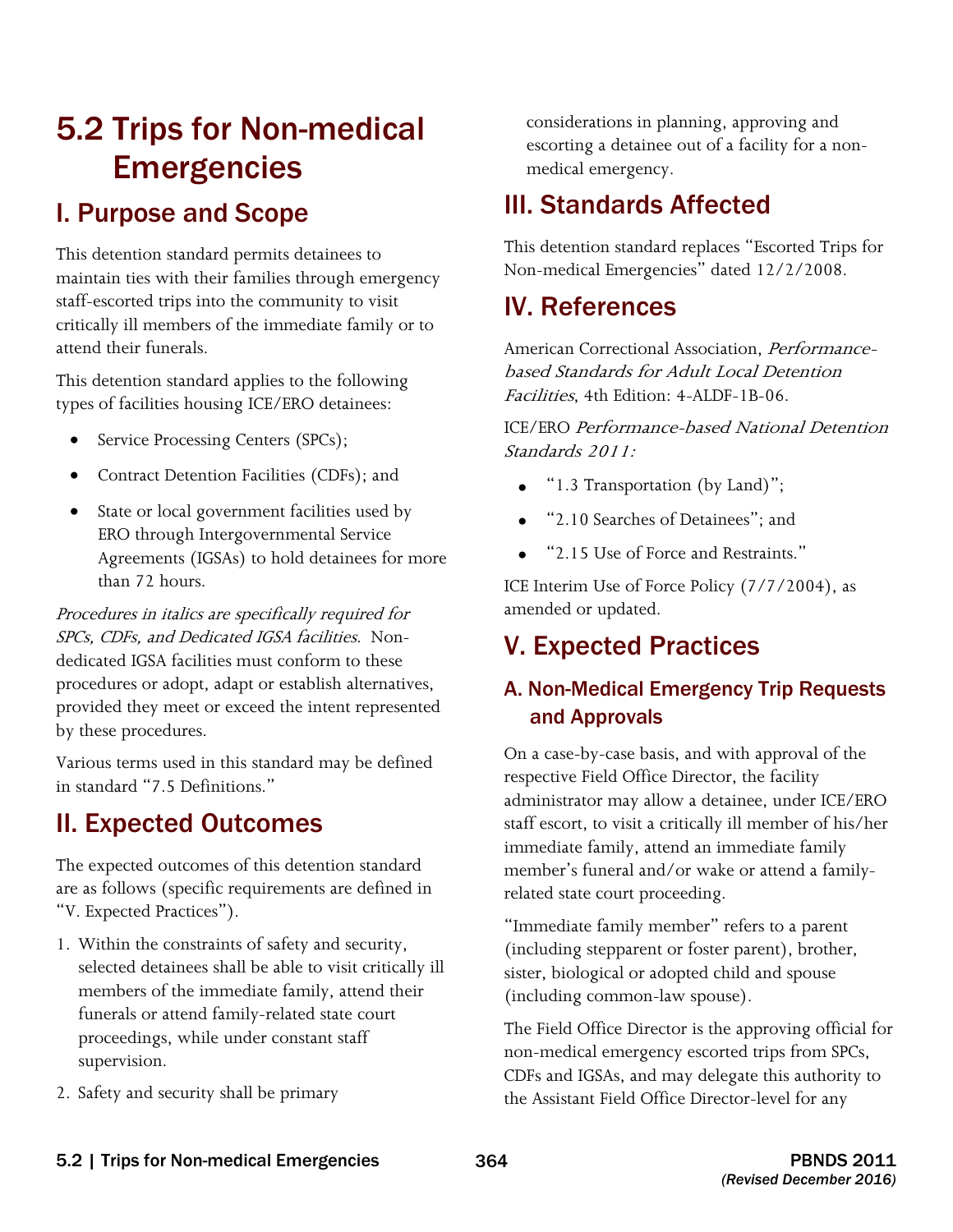# 5.2 Trips for Non-medical Emergencies

## I. Purpose and Scope

This detention standard permits detainees to maintain ties with their families through emergency staff-escorted trips into the community to visit critically ill members of the immediate family or to attend their funerals.

This detention standard applies to the following types of facilities housing ICE/ERO detainees:

- Service Processing Centers (SPCs);
- Contract Detention Facilities (CDFs); and
- State or local government facilities used by ERO through Intergovernmental Service Agreements (IGSAs) to hold detainees for more than 72 hours.

*Procedures in italics are specifically required for SPCs, CDFs, and Dedicated IGSA facilities.* Non-dedicated IGSA facilities must conform to these procedures or adopt, adapt or establish alternatives, provided they meet or exceed the intent represented by these procedures.

Various terms used in this standard may be defined in standard "7.5 Definitions."

## II. Expected Outcomes

The expected outcomes of this detention standard are as follows (specific requirements are defined in "V. Expected Practices").

1. Within the constraints of safety and security, selected detainees shall be able to visit critically ill members of the immediate family, attend their funerals or attend family-related state court proceedings, while under constant staff supervision.
2. Safety and security shall be primary considerations in planning, approving and escorting a detainee out of a facility for a non-medical emergency.

## III. Standards Affected

This detention standard replaces "Escorted Trips for Non-medical Emergencies" dated 12/2/2008.

## IV. References

American Correctional Association, *Performance-based Standards for Adult Local Detention Facilities*, 4th Edition: 4-ALDF-1B-06.

ICE/ERO *Performance-based National Detention Standards 2011:*

- "1.3 Transportation (by Land)";
- "2.10 Searches of Detainees"; and
- "2.15 Use of Force and Restraints."

ICE Interim Use of Force Policy (7/7/2004), as amended or updated.

## V. Expected Practices

### A. Non-Medical Emergency Trip Requests and Approvals

On a case-by-case basis, and with approval of the respective Field Office Director, the facility administrator may allow a detainee, under ICE/ERO staff escort, to visit a critically ill member of his/her immediate family, attend an immediate family member's funeral and/or wake or attend a family-related state court proceeding.

"Immediate family member" refers to a parent (including stepparent or foster parent), brother, sister, biological or adopted child and spouse (including common-law spouse).

The Field Office Director is the approving official for non-medical emergency escorted trips from SPCs, CDFs and IGSAs, and may delegate this authority to the Assistant Field Office Director-level for any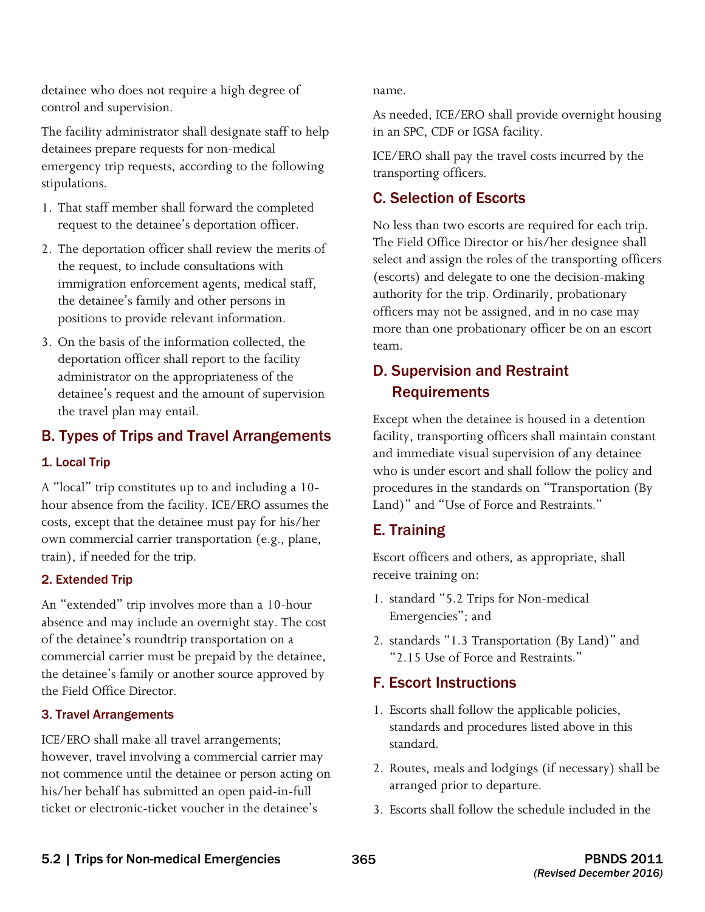detainee who does not require a high degree of control and supervision.

The facility administrator shall designate staff to help detainees prepare requests for non-medical emergency trip requests, according to the following stipulations.

1. That staff member shall forward the completed request to the detainee's deportation officer.
2. The deportation officer shall review the merits of the request, to include consultations with immigration enforcement agents, medical staff, the detainee's family and other persons in positions to provide relevant information.
3. On the basis of the information collected, the deportation officer shall report to the facility administrator on the appropriateness of the detainee's request and the amount of supervision the travel plan may entail.

## B. Types of Trips and Travel Arrangements

### 1. Local Trip

A "local" trip constitutes up to and including a 10-hour absence from the facility. ICE/ERO assumes the costs, except that the detainee must pay for his/her own commercial carrier transportation (e.g., plane, train), if needed for the trip.

### 2. Extended Trip

An "extended" trip involves more than a 10-hour absence and may include an overnight stay. The cost of the detainee's roundtrip transportation on a commercial carrier must be prepaid by the detainee, the detainee's family or another source approved by the Field Office Director.

### 3. Travel Arrangements

ICE/ERO shall make all travel arrangements; however, travel involving a commercial carrier may not commence until the detainee or person acting on his/her behalf has submitted an open paid-in-full ticket or electronic-ticket voucher in the detainee's name.

As needed, ICE/ERO shall provide overnight housing in an SPC, CDF or IGSA facility.

ICE/ERO shall pay the travel costs incurred by the transporting officers.

## C. Selection of Escorts

No less than two escorts are required for each trip. The Field Office Director or his/her designee shall select and assign the roles of the transporting officers (escorts) and delegate to one the decision-making authority for the trip. Ordinarily, probationary officers may not be assigned, and in no case may more than one probationary officer be on an escort team.

## D. Supervision and Restraint Requirements

Except when the detainee is housed in a detention facility, transporting officers shall maintain constant and immediate visual supervision of any detainee who is under escort and shall follow the policy and procedures in the standards on "Transportation (By Land)" and "Use of Force and Restraints."

## E. Training

Escort officers and others, as appropriate, shall receive training on:

1. standard "5.2 Trips for Non-medical Emergencies"; and
2. standards "1.3 Transportation (By Land)" and "2.15 Use of Force and Restraints."

## F. Escort Instructions

1. Escorts shall follow the applicable policies, standards and procedures listed above in this standard.
2. Routes, meals and lodgings (if necessary) shall be arranged prior to departure.
3. Escorts shall follow the schedule included in the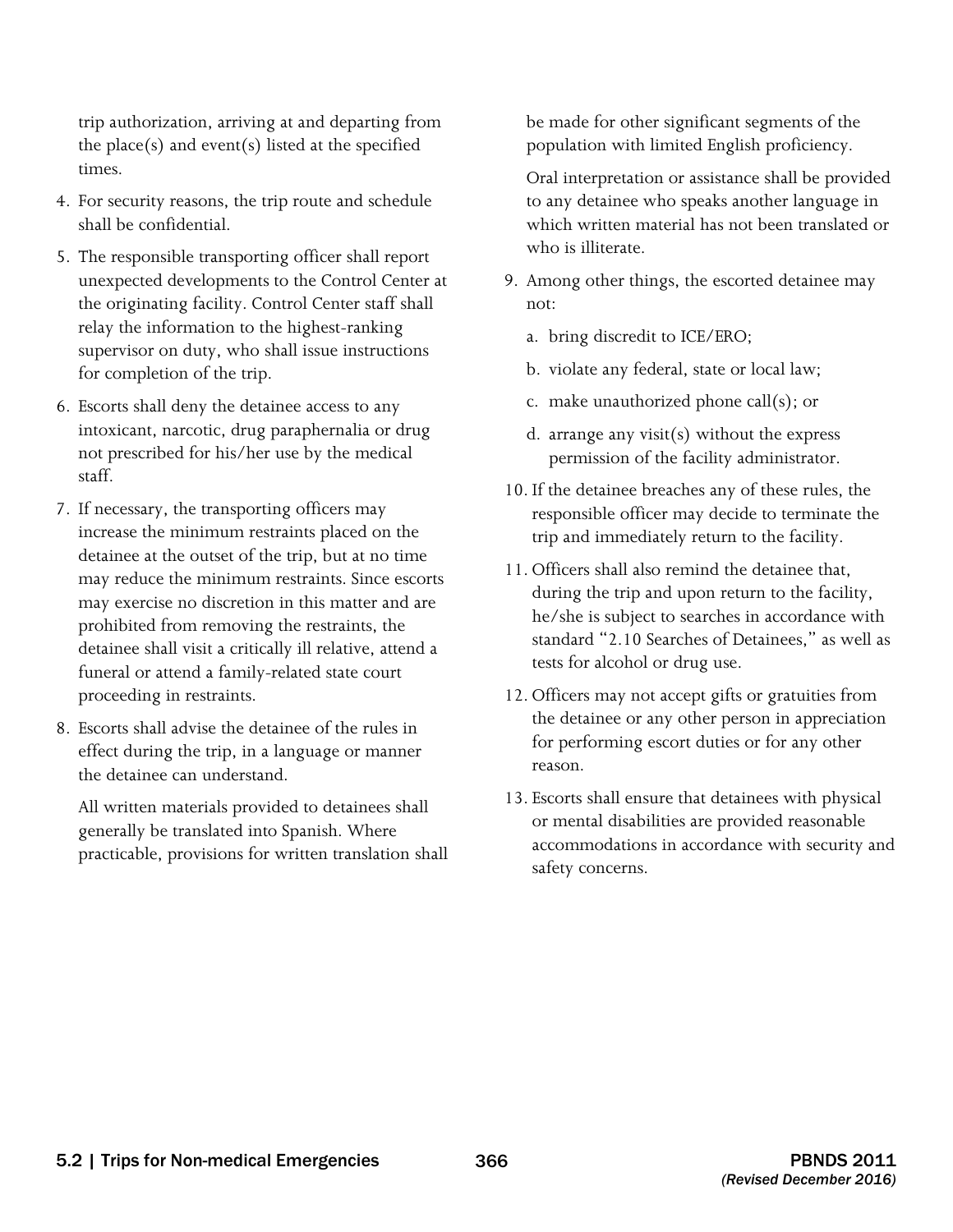trip authorization, arriving at and departing from the place(s) and event(s) listed at the specified times.

4. For security reasons, the trip route and schedule shall be confidential.
5. The responsible transporting officer shall report unexpected developments to the Control Center at the originating facility. Control Center staff shall relay the information to the highest-ranking supervisor on duty, who shall issue instructions for completion of the trip.
6. Escorts shall deny the detainee access to any intoxicant, narcotic, drug paraphernalia or drug not prescribed for his/her use by the medical staff.
7. If necessary, the transporting officers may increase the minimum restraints placed on the detainee at the outset of the trip, but at no time may reduce the minimum restraints. Since escorts may exercise no discretion in this matter and are prohibited from removing the restraints, the detainee shall visit a critically ill relative, attend a funeral or attend a family-related state court proceeding in restraints.
8. Escorts shall advise the detainee of the rules in effect during the trip, in a language or manner the detainee can understand.

   All written materials provided to detainees shall generally be translated into Spanish. Where practicable, provisions for written translation shall be made for other significant segments of the population with limited English proficiency.

   Oral interpretation or assistance shall be provided to any detainee who speaks another language in which written material has not been translated or who is illiterate.
9. Among other things, the escorted detainee may not:
   a. bring discredit to ICE/ERO;
   b. violate any federal, state or local law;
   c. make unauthorized phone call(s); or
   d. arrange any visit(s) without the express permission of the facility administrator.
10. If the detainee breaches any of these rules, the responsible officer may decide to terminate the trip and immediately return to the facility.
11. Officers shall also remind the detainee that, during the trip and upon return to the facility, he/she is subject to searches in accordance with standard "2.10 Searches of Detainees," as well as tests for alcohol or drug use.
12. Officers may not accept gifts or gratuities from the detainee or any other person in appreciation for performing escort duties or for any other reason.
13. Escorts shall ensure that detainees with physical or mental disabilities are provided reasonable accommodations in accordance with security and safety concerns.